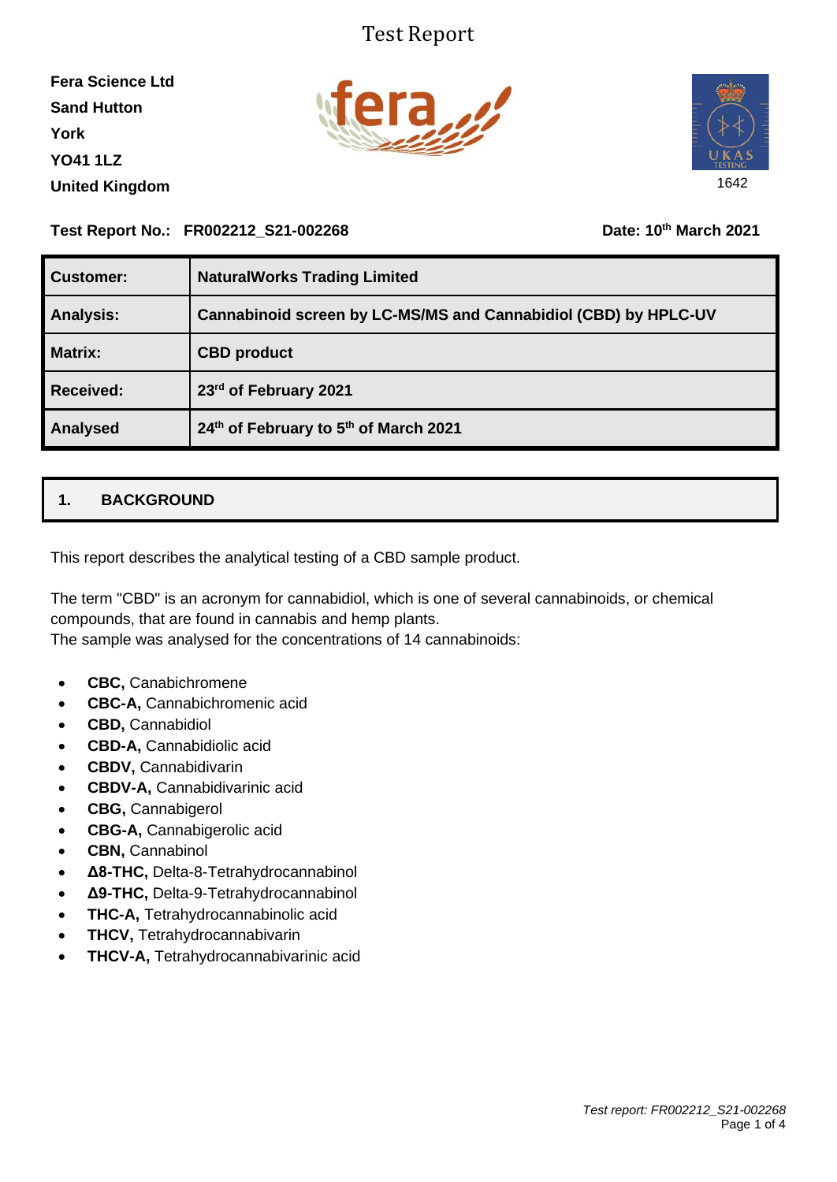# Test Report

**Fera Science Ltd**
**Sand Hutton**
**York**
**YO41 1LZ**
**United Kingdom**

1642

**Test Report No.: FR002212_S21-002268** **Date: 10th March 2021**

| **Customer:** | **NaturalWorks Trading Limited** |
|---|---|
| **Analysis:** | **Cannabinoid screen by LC-MS/MS and Cannabidiol (CBD) by HPLC-UV** |
| **Matrix:** | **CBD product** |
| **Received:** | **23rd of February 2021** |
| **Analysed** | **24th of February to 5th of March 2021** |

## 1. BACKGROUND

This report describes the analytical testing of a CBD sample product.

The term "CBD" is an acronym for cannabidiol, which is one of several cannabinoids, or chemical compounds, that are found in cannabis and hemp plants.
The sample was analysed for the concentrations of 14 cannabinoids:

- **CBC,** Canabichromene
- **CBC-A,** Cannabichromenic acid
- **CBD,** Cannabidiol
- **CBD-A,** Cannabidiolic acid
- **CBDV,** Cannabidivarin
- **CBDV-A,** Cannabidivarinic acid
- **CBG,** Cannabigerol
- **CBG-A,** Cannabigerolic acid
- **CBN,** Cannabinol
- **Δ8-THC,** Delta-8-Tetrahydrocannabinol
- **Δ9-THC,** Delta-9-Tetrahydrocannabinol
- **THC-A,** Tetrahydrocannabinolic acid
- **THCV,** Tetrahydrocannabivarin
- **THCV-A,** Tetrahydrocannabivarinic acid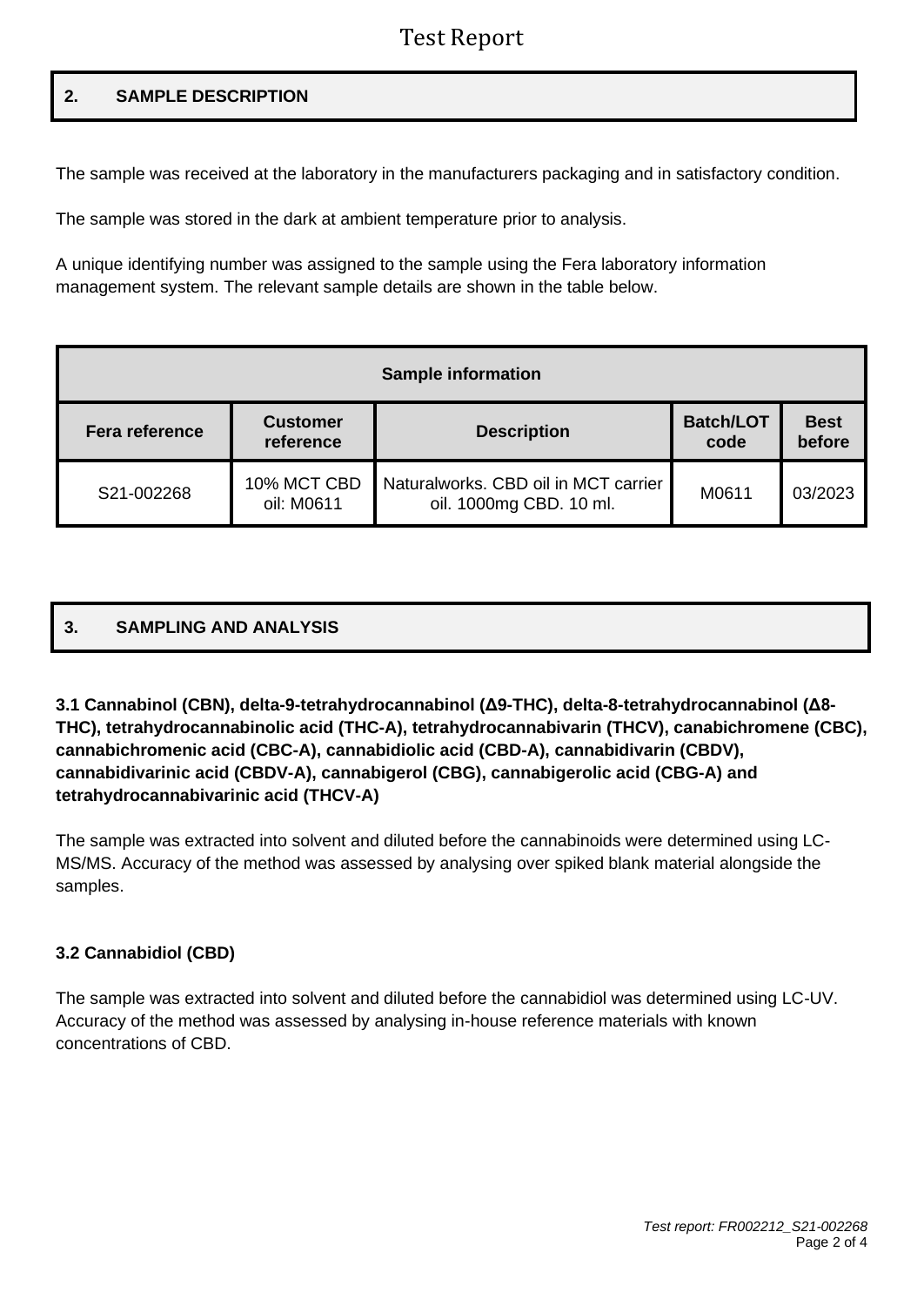## 2. SAMPLE DESCRIPTION

The sample was received at the laboratory in the manufacturers packaging and in satisfactory condition.

The sample was stored in the dark at ambient temperature prior to analysis.

A unique identifying number was assigned to the sample using the Fera laboratory information management system. The relevant sample details are shown in the table below.

| Sample information | | | | |
|---|---|---|---|---|
| **Fera reference** | **Customer reference** | **Description** | **Batch/LOT code** | **Best before** |
| S21-002268 | 10% MCT CBD oil: M0611 | Naturalworks. CBD oil in MCT carrier oil. 1000mg CBD. 10 ml. | M0611 | 03/2023 |

## 3. SAMPLING AND ANALYSIS

### 3.1 Cannabinol (CBN), delta-9-tetrahydrocannabinol (Δ9-THC), delta-8-tetrahydrocannabinol (Δ8-THC), tetrahydrocannabinolic acid (THC-A), tetrahydrocannabivarin (THCV), canabichromene (CBC), cannabichromenic acid (CBC-A), cannabidiolic acid (CBD-A), cannabidivarin (CBDV), cannabidivarinic acid (CBDV-A), cannabigerol (CBG), cannabigerolic acid (CBG-A) and tetrahydrocannabivarinic acid (THCV-A)

The sample was extracted into solvent and diluted before the cannabinoids were determined using LC-MS/MS. Accuracy of the method was assessed by analysing over spiked blank material alongside the samples.

### 3.2 Cannabidiol (CBD)

The sample was extracted into solvent and diluted before the cannabidiol was determined using LC-UV. Accuracy of the method was assessed by analysing in-house reference materials with known concentrations of CBD.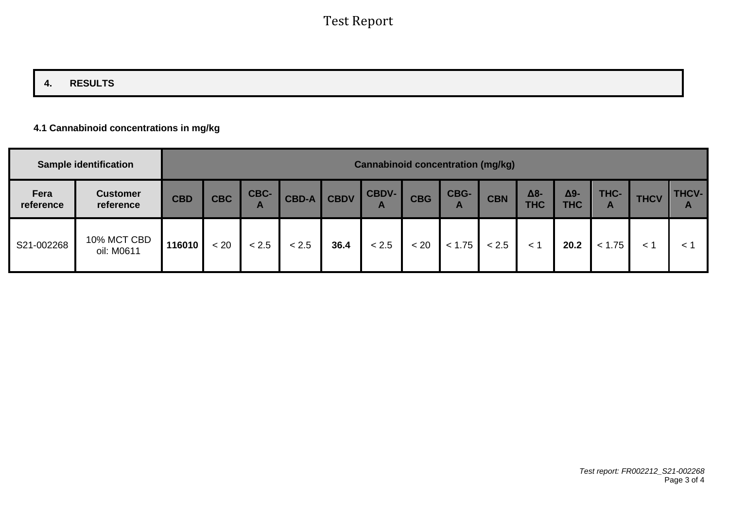## 4. RESULTS

### 4.1 Cannabinoid concentrations in mg/kg

| Sample identification | | Cannabinoid concentration (mg/kg) | | | | | | | | | | | | | |
|---|---|---|---|---|---|---|---|---|---|---|---|---|---|---|---|
| Fera reference | Customer reference | CBD | CBC | CBC-A | CBD-A | CBDV | CBDV-A | CBG | CBG-A | CBN | Δ8-THC | Δ9-THC | THC-A | THCV | THCV-A |
| S21-002268 | 10% MCT CBD oil: M0611 | **116010** | < 20 | < 2.5 | < 2.5 | **36.4** | < 2.5 | < 20 | < 1.75 | < 2.5 | < 1 | **20.2** | < 1.75 | < 1 | < 1 |

*Test report: FR002212_S21-002268*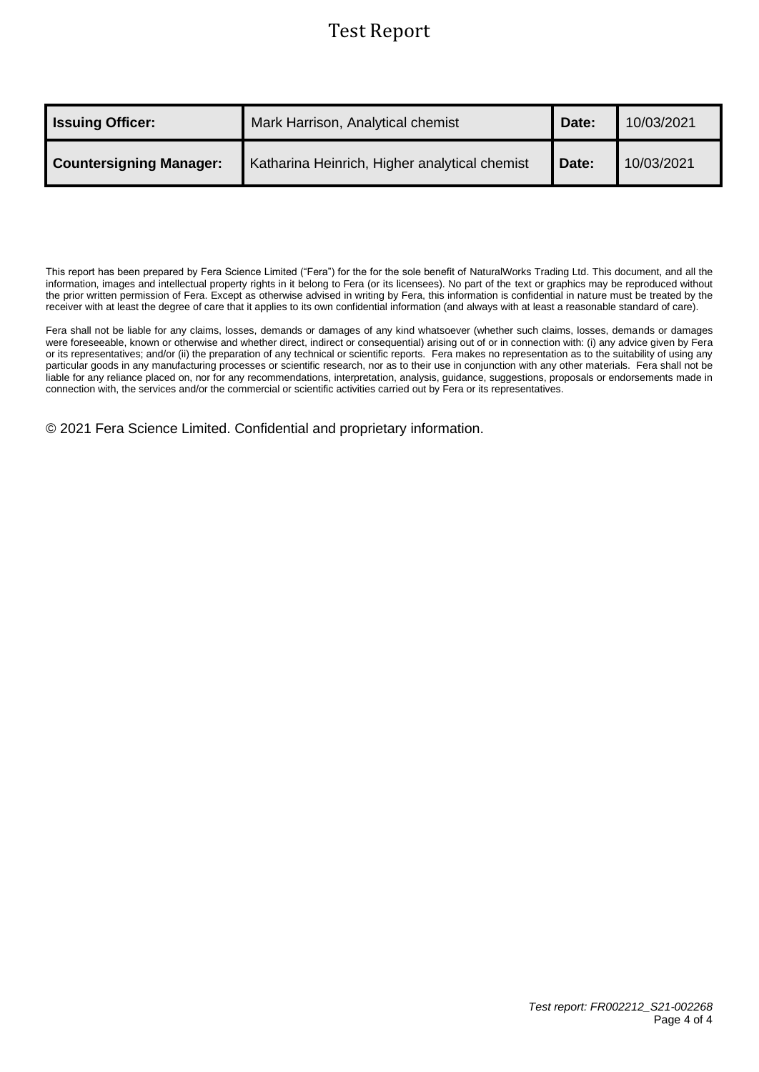| | | | |
|---|---|---|---|
| **Issuing Officer:** | Mark Harrison, Analytical chemist | **Date:** | 10/03/2021 |
| **Countersigning Manager:** | Katharina Heinrich, Higher analytical chemist | **Date:** | 10/03/2021 |

This report has been prepared by Fera Science Limited ("Fera") for the for the sole benefit of NaturalWorks Trading Ltd. This document, and all the information, images and intellectual property rights in it belong to Fera (or its licensees). No part of the text or graphics may be reproduced without the prior written permission of Fera. Except as otherwise advised in writing by Fera, this information is confidential in nature must be treated by the receiver with at least the degree of care that it applies to its own confidential information (and always with at least a reasonable standard of care).

Fera shall not be liable for any claims, losses, demands or damages of any kind whatsoever (whether such claims, losses, demands or damages were foreseeable, known or otherwise and whether direct, indirect or consequential) arising out of or in connection with: (i) any advice given by Fera or its representatives; and/or (ii) the preparation of any technical or scientific reports. Fera makes no representation as to the suitability of using any particular goods in any manufacturing processes or scientific research, nor as to their use in conjunction with any other materials. Fera shall not be liable for any reliance placed on, nor for any recommendations, interpretation, analysis, guidance, suggestions, proposals or endorsements made in connection with, the services and/or the commercial or scientific activities carried out by Fera or its representatives.

© 2021 Fera Science Limited. Confidential and proprietary information.